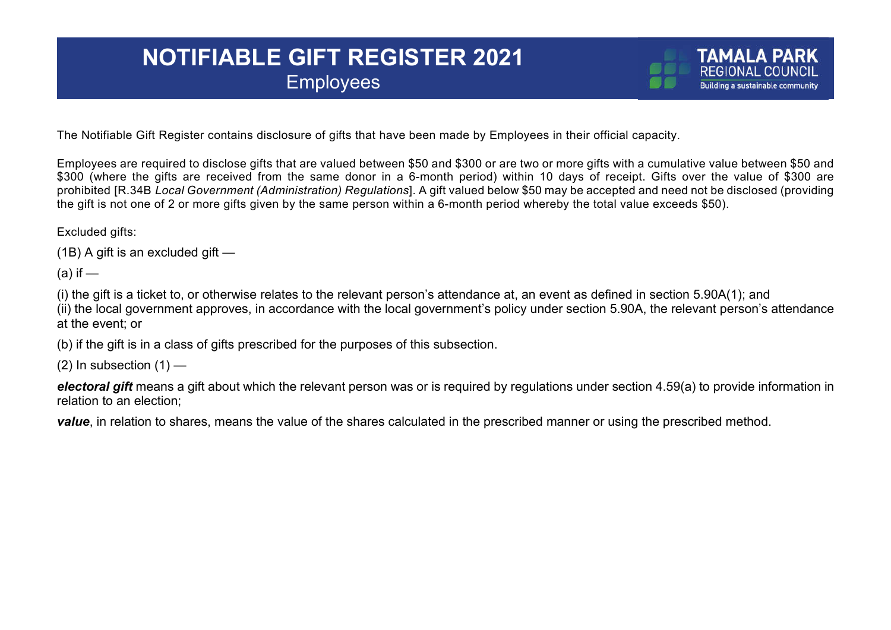# NOTIFIABLE GIFT REGISTER 2021

## Employees

TAMALA PARK REGIONAL COUNCIL
Building a sustainable community

The Notifiable Gift Register contains disclosure of gifts that have been made by Employees in their official capacity.

Employees are required to disclose gifts that are valued between $50 and $300 or are two or more gifts with a cumulative value between $50 and $300 (where the gifts are received from the same donor in a 6-month period) within 10 days of receipt. Gifts over the value of $300 are prohibited [R.34B *Local Government (Administration) Regulations*]. A gift valued below $50 may be accepted and need not be disclosed (providing the gift is not one of 2 or more gifts given by the same person within a 6-month period whereby the total value exceeds $50).

Excluded gifts:

(1B) A gift is an excluded gift —

(a) if —

(i) the gift is a ticket to, or otherwise relates to the relevant person's attendance at, an event as defined in section 5.90A(1); and
(ii) the local government approves, in accordance with the local government's policy under section 5.90A, the relevant person's attendance at the event; or

(b) if the gift is in a class of gifts prescribed for the purposes of this subsection.

(2) In subsection (1) —

***electoral gift*** means a gift about which the relevant person was or is required by regulations under section 4.59(a) to provide information in relation to an election;

***value***, in relation to shares, means the value of the shares calculated in the prescribed manner or using the prescribed method.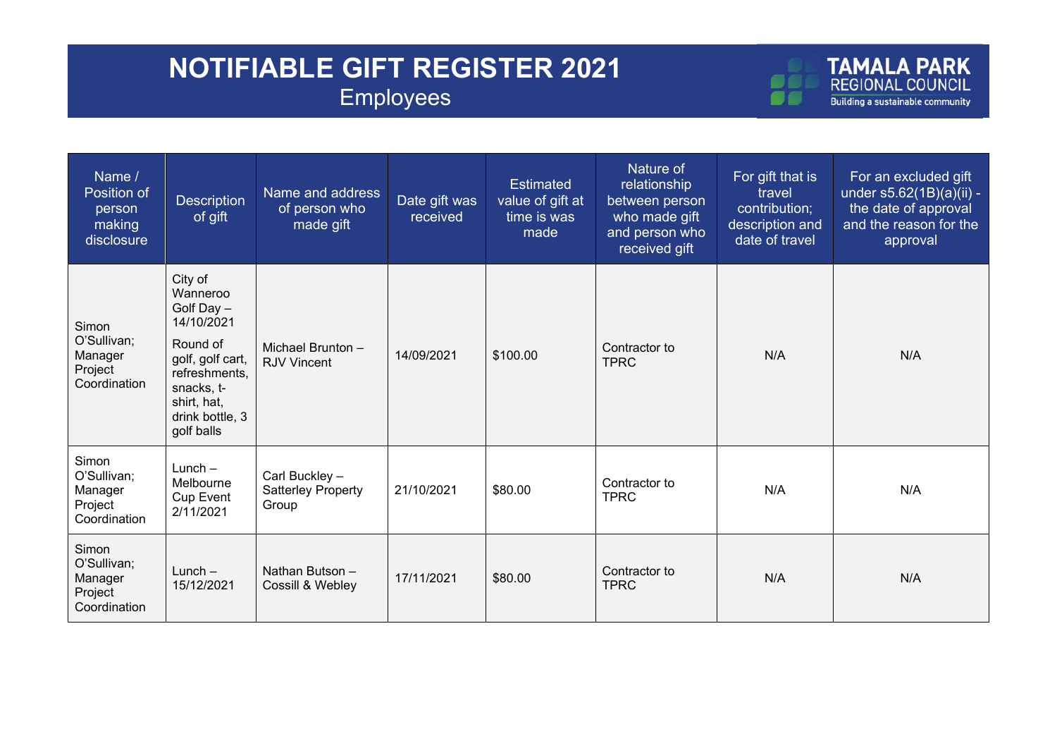# NOTIFIABLE GIFT REGISTER 2021

## Employees

TAMALA PARK REGIONAL COUNCIL
Building a sustainable community

| Name / Position of person making disclosure | Description of gift | Name and address of person who made gift | Date gift was received | Estimated value of gift at time is was made | Nature of relationship between person who made gift and person who received gift | For gift that is travel contribution; description and date of travel | For an excluded gift under s5.62(1B)(a)(ii) - the date of approval and the reason for the approval |
|---|---|---|---|---|---|---|---|
| Simon O'Sullivan; Manager Project Coordination | City of Wanneroo Golf Day – 14/10/2021<br>Round of golf, golf cart, refreshments, snacks, t-shirt, hat, drink bottle, 3 golf balls | Michael Brunton – RJV Vincent | 14/09/2021 | $100.00 | Contractor to TPRC | N/A | N/A |
| Simon O'Sullivan; Manager Project Coordination | Lunch – Melbourne Cup Event 2/11/2021 | Carl Buckley – Satterley Property Group | 21/10/2021 | $80.00 | Contractor to TPRC | N/A | N/A |
| Simon O'Sullivan; Manager Project Coordination | Lunch – 15/12/2021 | Nathan Butson – Cossill & Webley | 17/11/2021 | $80.00 | Contractor to TPRC | N/A | N/A |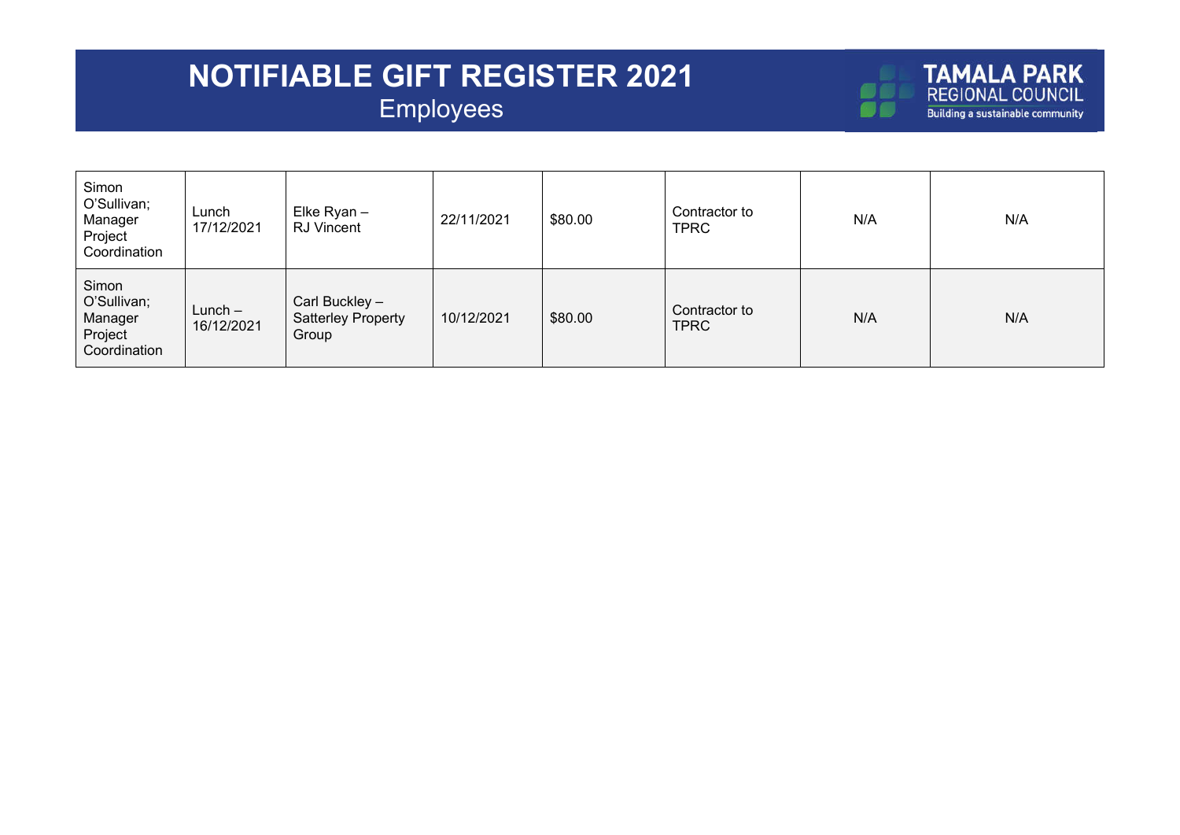# NOTIFIABLE GIFT REGISTER 2021
Employees

| | | | | | | | |
|---|---|---|---|---|---|---|---|
| Simon O'Sullivan; Manager Project Coordination | Lunch 17/12/2021 | Elke Ryan – RJ Vincent | 22/11/2021 | $80.00 | Contractor to TPRC | N/A | N/A |
| Simon O'Sullivan; Manager Project Coordination | Lunch – 16/12/2021 | Carl Buckley – Satterley Property Group | 10/12/2021 | $80.00 | Contractor to TPRC | N/A | N/A |